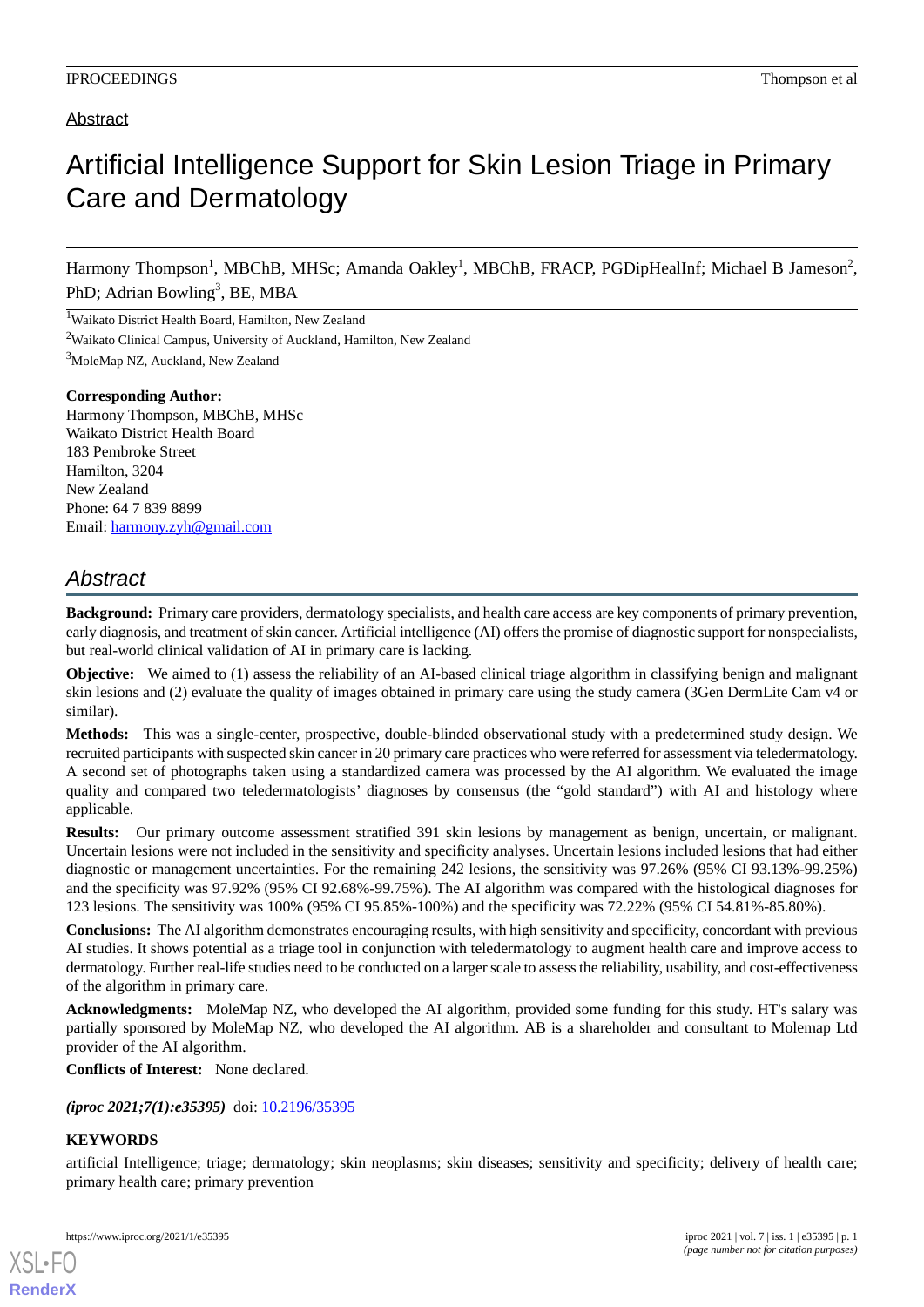Abstract

# Artificial Intelligence Support for Skin Lesion Triage in Primary Care and Dermatology

Harmony Thompson[1], MBChB, MHSc; Amanda Oakley[1], MBChB, FRACP, PGDipHealInf; Michael B Jameson[2], PhD; Adrian Bowling[3], BE, MBA

[1]Waikato District Health Board, Hamilton, New Zealand

[2]Waikato Clinical Campus, University of Auckland, Hamilton, New Zealand

[3]MoleMap NZ, Auckland, New Zealand

**Corresponding Author:**
Harmony Thompson, MBChB, MHSc
Waikato District Health Board
183 Pembroke Street
Hamilton, 3204
New Zealand
Phone: 64 7 839 8899
Email: harmony.zyh@gmail.com

## Abstract

**Background:** Primary care providers, dermatology specialists, and health care access are key components of primary prevention, early diagnosis, and treatment of skin cancer. Artificial intelligence (AI) offers the promise of diagnostic support for nonspecialists, but real-world clinical validation of AI in primary care is lacking.

**Objective:** We aimed to (1) assess the reliability of an AI-based clinical triage algorithm in classifying benign and malignant skin lesions and (2) evaluate the quality of images obtained in primary care using the study camera (3Gen DermLite Cam v4 or similar).

**Methods:** This was a single-center, prospective, double-blinded observational study with a predetermined study design. We recruited participants with suspected skin cancer in 20 primary care practices who were referred for assessment via teledermatology. A second set of photographs taken using a standardized camera was processed by the AI algorithm. We evaluated the image quality and compared two teledermatologists' diagnoses by consensus (the "gold standard") with AI and histology where applicable.

**Results:** Our primary outcome assessment stratified 391 skin lesions by management as benign, uncertain, or malignant. Uncertain lesions were not included in the sensitivity and specificity analyses. Uncertain lesions included lesions that had either diagnostic or management uncertainties. For the remaining 242 lesions, the sensitivity was 97.26% (95% CI 93.13%-99.25%) and the specificity was 97.92% (95% CI 92.68%-99.75%). The AI algorithm was compared with the histological diagnoses for 123 lesions. The sensitivity was 100% (95% CI 95.85%-100%) and the specificity was 72.22% (95% CI 54.81%-85.80%).

**Conclusions:** The AI algorithm demonstrates encouraging results, with high sensitivity and specificity, concordant with previous AI studies. It shows potential as a triage tool in conjunction with teledermatology to augment health care and improve access to dermatology. Further real-life studies need to be conducted on a larger scale to assess the reliability, usability, and cost-effectiveness of the algorithm in primary care.

**Acknowledgments:** MoleMap NZ, who developed the AI algorithm, provided some funding for this study. HT's salary was partially sponsored by MoleMap NZ, who developed the AI algorithm. AB is a shareholder and consultant to Molemap Ltd provider of the AI algorithm.

**Conflicts of Interest:** None declared.

*(iproc 2021;7(1):e35395)* doi: 10.2196/35395

**KEYWORDS**

artificial Intelligence; triage; dermatology; skin neoplasms; skin diseases; sensitivity and specificity; delivery of health care; primary health care; primary prevention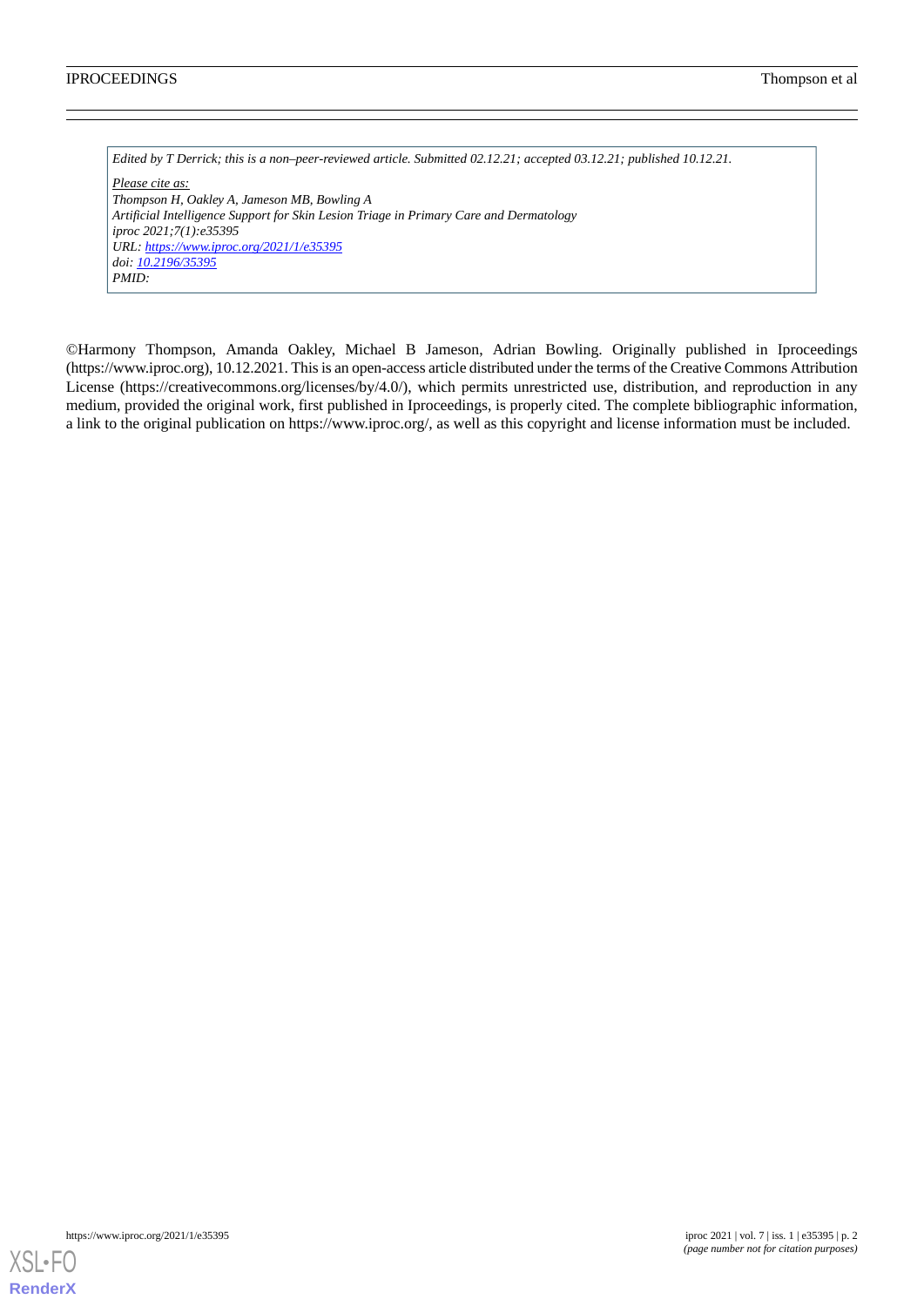*Edited by T Derrick; this is a non–peer-reviewed article. Submitted 02.12.21; accepted 03.12.21; published 10.12.21.*

*Please cite as:*
*Thompson H, Oakley A, Jameson MB, Bowling A*
*Artificial Intelligence Support for Skin Lesion Triage in Primary Care and Dermatology*
*iproc 2021;7(1):e35395*
*URL: [https://www.iproc.org/2021/1/e35395](https://www.iproc.org/2021/1/e35395)*
*doi: [10.2196/35395](https://doi.org/10.2196/35395)*
*PMID:*

©Harmony Thompson, Amanda Oakley, Michael B Jameson, Adrian Bowling. Originally published in Iproceedings (https://www.iproc.org), 10.12.2021. This is an open-access article distributed under the terms of the Creative Commons Attribution License (https://creativecommons.org/licenses/by/4.0/), which permits unrestricted use, distribution, and reproduction in any medium, provided the original work, first published in Iproceedings, is properly cited. The complete bibliographic information, a link to the original publication on https://www.iproc.org/, as well as this copyright and license information must be included.